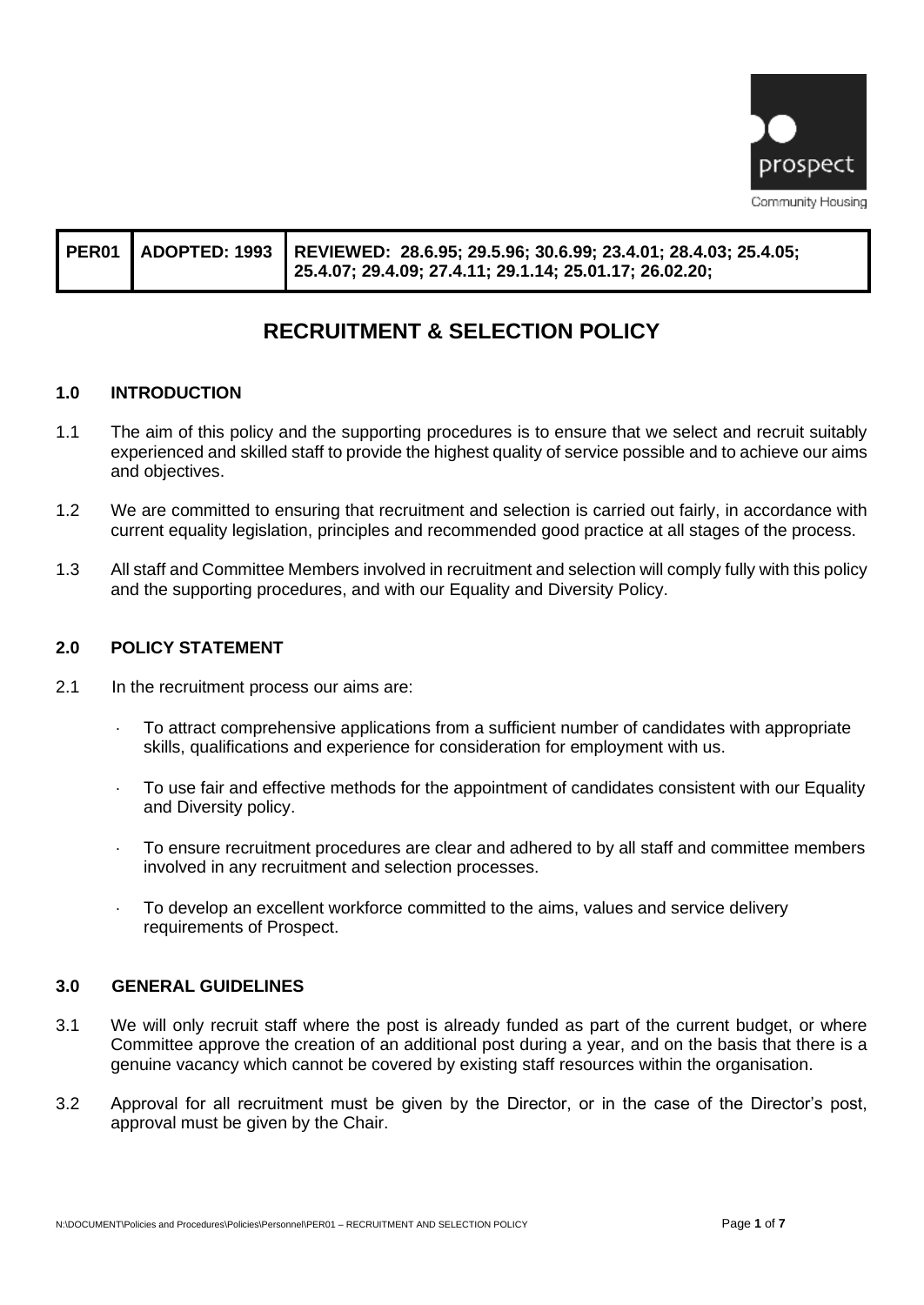| PER01 | ADOPTED: 1993 | REVIEWED: 28.6.95; 29.5.96; 30.6.99; 23.4.01; 28.4.03; 25.4.05; 25.4.07; 29.4.09; 27.4.11; 29.1.14; 25.01.17; 26.02.20; |
|---|---|---|

# RECRUITMENT & SELECTION POLICY

## 1.0 INTRODUCTION

1.1 The aim of this policy and the supporting procedures is to ensure that we select and recruit suitably experienced and skilled staff to provide the highest quality of service possible and to achieve our aims and objectives.

1.2 We are committed to ensuring that recruitment and selection is carried out fairly, in accordance with current equality legislation, principles and recommended good practice at all stages of the process.

1.3 All staff and Committee Members involved in recruitment and selection will comply fully with this policy and the supporting procedures, and with our Equality and Diversity Policy.

## 2.0 POLICY STATEMENT

2.1 In the recruitment process our aims are:

- To attract comprehensive applications from a sufficient number of candidates with appropriate skills, qualifications and experience for consideration for employment with us.
- To use fair and effective methods for the appointment of candidates consistent with our Equality and Diversity policy.
- To ensure recruitment procedures are clear and adhered to by all staff and committee members involved in any recruitment and selection processes.
- To develop an excellent workforce committed to the aims, values and service delivery requirements of Prospect.

## 3.0 GENERAL GUIDELINES

3.1 We will only recruit staff where the post is already funded as part of the current budget, or where Committee approve the creation of an additional post during a year, and on the basis that there is a genuine vacancy which cannot be covered by existing staff resources within the organisation.

3.2 Approval for all recruitment must be given by the Director, or in the case of the Director's post, approval must be given by the Chair.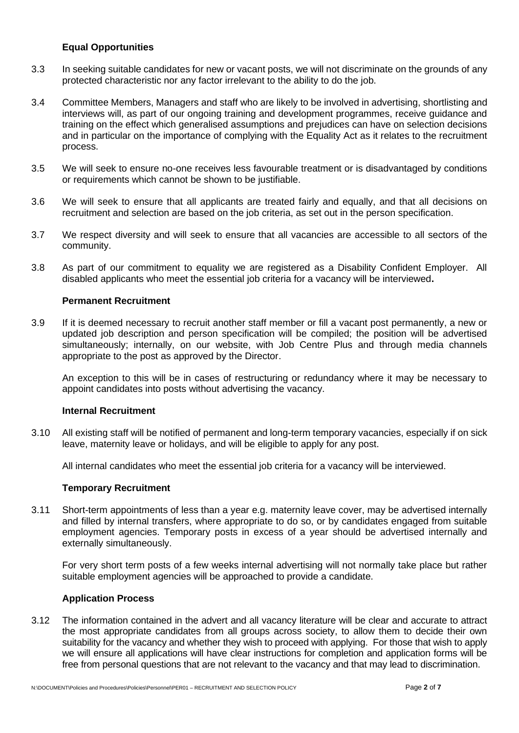### Equal Opportunities

3.3 In seeking suitable candidates for new or vacant posts, we will not discriminate on the grounds of any protected characteristic nor any factor irrelevant to the ability to do the job.

3.4 Committee Members, Managers and staff who are likely to be involved in advertising, shortlisting and interviews will, as part of our ongoing training and development programmes, receive guidance and training on the effect which generalised assumptions and prejudices can have on selection decisions and in particular on the importance of complying with the Equality Act as it relates to the recruitment process.

3.5 We will seek to ensure no-one receives less favourable treatment or is disadvantaged by conditions or requirements which cannot be shown to be justifiable.

3.6 We will seek to ensure that all applicants are treated fairly and equally, and that all decisions on recruitment and selection are based on the job criteria, as set out in the person specification.

3.7 We respect diversity and will seek to ensure that all vacancies are accessible to all sectors of the community.

3.8 As part of our commitment to equality we are registered as a Disability Confident Employer. All disabled applicants who meet the essential job criteria for a vacancy will be interviewed**.**

### Permanent Recruitment

3.9 If it is deemed necessary to recruit another staff member or fill a vacant post permanently, a new or updated job description and person specification will be compiled; the position will be advertised simultaneously; internally, on our website, with Job Centre Plus and through media channels appropriate to the post as approved by the Director.

An exception to this will be in cases of restructuring or redundancy where it may be necessary to appoint candidates into posts without advertising the vacancy.

### Internal Recruitment

3.10 All existing staff will be notified of permanent and long-term temporary vacancies, especially if on sick leave, maternity leave or holidays, and will be eligible to apply for any post.

All internal candidates who meet the essential job criteria for a vacancy will be interviewed.

### Temporary Recruitment

3.11 Short-term appointments of less than a year e.g. maternity leave cover, may be advertised internally and filled by internal transfers, where appropriate to do so, or by candidates engaged from suitable employment agencies. Temporary posts in excess of a year should be advertised internally and externally simultaneously.

For very short term posts of a few weeks internal advertising will not normally take place but rather suitable employment agencies will be approached to provide a candidate.

### Application Process

3.12 The information contained in the advert and all vacancy literature will be clear and accurate to attract the most appropriate candidates from all groups across society, to allow them to decide their own suitability for the vacancy and whether they wish to proceed with applying. For those that wish to apply we will ensure all applications will have clear instructions for completion and application forms will be free from personal questions that are not relevant to the vacancy and that may lead to discrimination.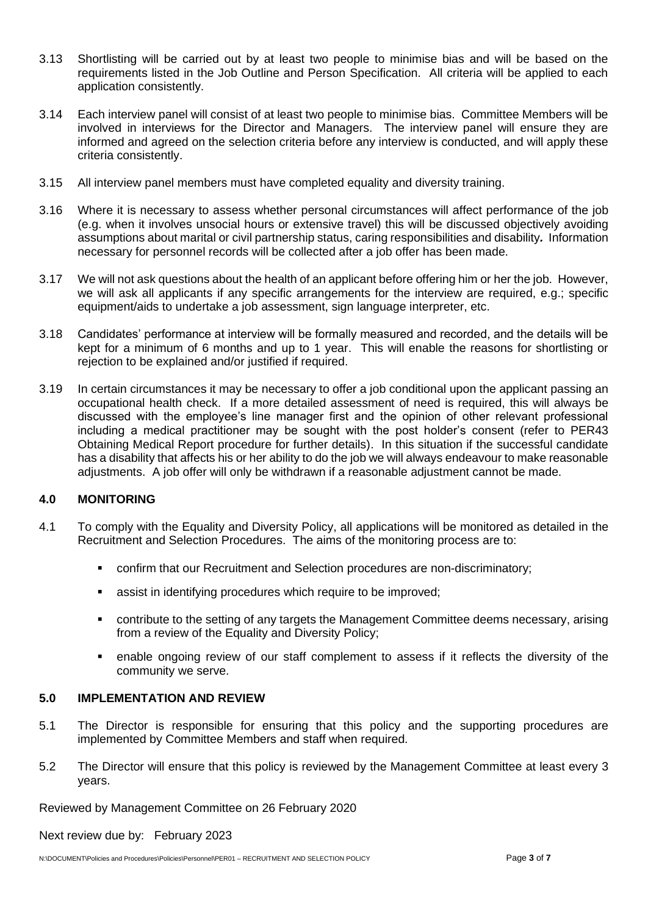3.13 Shortlisting will be carried out by at least two people to minimise bias and will be based on the requirements listed in the Job Outline and Person Specification. All criteria will be applied to each application consistently.

3.14 Each interview panel will consist of at least two people to minimise bias. Committee Members will be involved in interviews for the Director and Managers. The interview panel will ensure they are informed and agreed on the selection criteria before any interview is conducted, and will apply these criteria consistently.

3.15 All interview panel members must have completed equality and diversity training.

3.16 Where it is necessary to assess whether personal circumstances will affect performance of the job (e.g. when it involves unsocial hours or extensive travel) this will be discussed objectively avoiding assumptions about marital or civil partnership status, caring responsibilities and disability*.* Information necessary for personnel records will be collected after a job offer has been made.

3.17 We will not ask questions about the health of an applicant before offering him or her the job. However, we will ask all applicants if any specific arrangements for the interview are required, e.g.; specific equipment/aids to undertake a job assessment, sign language interpreter, etc.

3.18 Candidates' performance at interview will be formally measured and recorded, and the details will be kept for a minimum of 6 months and up to 1 year. This will enable the reasons for shortlisting or rejection to be explained and/or justified if required.

3.19 In certain circumstances it may be necessary to offer a job conditional upon the applicant passing an occupational health check. If a more detailed assessment of need is required, this will always be discussed with the employee's line manager first and the opinion of other relevant professional including a medical practitioner may be sought with the post holder's consent (refer to PER43 Obtaining Medical Report procedure for further details). In this situation if the successful candidate has a disability that affects his or her ability to do the job we will always endeavour to make reasonable adjustments. A job offer will only be withdrawn if a reasonable adjustment cannot be made.

## 4.0 MONITORING

4.1 To comply with the Equality and Diversity Policy, all applications will be monitored as detailed in the Recruitment and Selection Procedures. The aims of the monitoring process are to:

- confirm that our Recruitment and Selection procedures are non-discriminatory;
- assist in identifying procedures which require to be improved;
- contribute to the setting of any targets the Management Committee deems necessary, arising from a review of the Equality and Diversity Policy;
- enable ongoing review of our staff complement to assess if it reflects the diversity of the community we serve.

## 5.0 IMPLEMENTATION AND REVIEW

5.1 The Director is responsible for ensuring that this policy and the supporting procedures are implemented by Committee Members and staff when required.

5.2 The Director will ensure that this policy is reviewed by the Management Committee at least every 3 years.

Reviewed by Management Committee on 26 February 2020

Next review due by: February 2023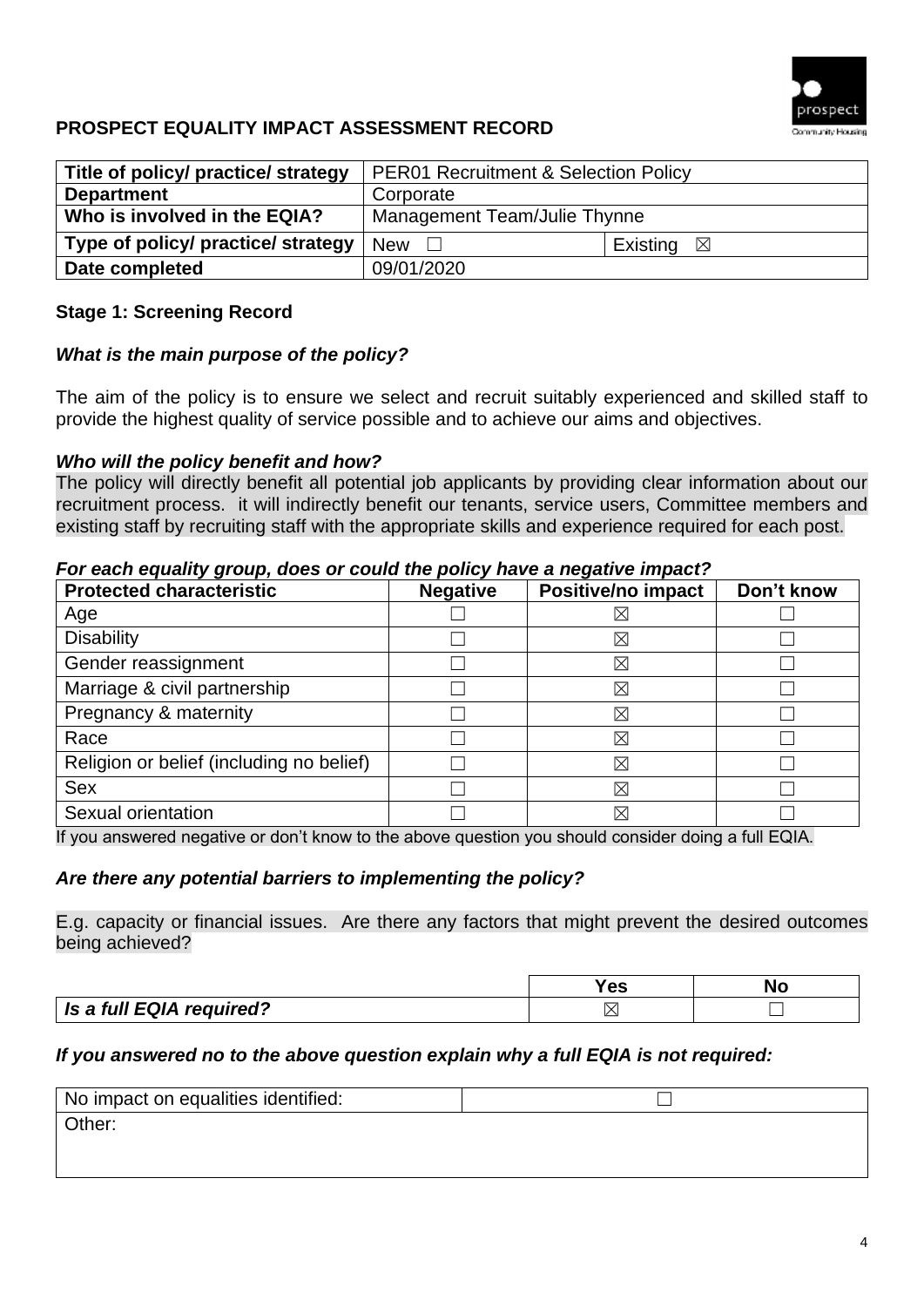## PROSPECT EQUALITY IMPACT ASSESSMENT RECORD

| Title of policy/ practice/ strategy | PER01 Recruitment & Selection Policy | |
|---|---|---|
| Department | Corporate | |
| Who is involved in the EQIA? | Management Team/Julie Thynne | |
| Type of policy/ practice/ strategy | New ☐ | Existing ☒ |
| Date completed | 09/01/2020 | |

### Stage 1: Screening Record

***What is the main purpose of the policy?***

The aim of the policy is to ensure we select and recruit suitably experienced and skilled staff to provide the highest quality of service possible and to achieve our aims and objectives.

***Who will the policy benefit and how?***

The policy will directly benefit all potential job applicants by providing clear information about our recruitment process. it will indirectly benefit our tenants, service users, Committee members and existing staff by recruiting staff with the appropriate skills and experience required for each post.

***For each equality group, does or could the policy have a negative impact?***

| Protected characteristic | Negative | Positive/no impact | Don't know |
|---|---|---|---|
| Age | ☐ | ☒ | ☐ |
| Disability | ☐ | ☒ | ☐ |
| Gender reassignment | ☐ | ☒ | ☐ |
| Marriage & civil partnership | ☐ | ☒ | ☐ |
| Pregnancy & maternity | ☐ | ☒ | ☐ |
| Race | ☐ | ☒ | ☐ |
| Religion or belief (including no belief) | ☐ | ☒ | ☐ |
| Sex | ☐ | ☒ | ☐ |
| Sexual orientation | ☐ | ☒ | ☐ |

If you answered negative or don't know to the above question you should consider doing a full EQIA.

***Are there any potential barriers to implementing the policy?***

E.g. capacity or financial issues. Are there any factors that might prevent the desired outcomes being achieved?

| | Yes | No |
|---|---|---|
| ***Is a full EQIA required?*** | ☒ | ☐ |

***If you answered no to the above question explain why a full EQIA is not required:***

| No impact on equalities identified: | ☐ |
|---|---|
| Other: | |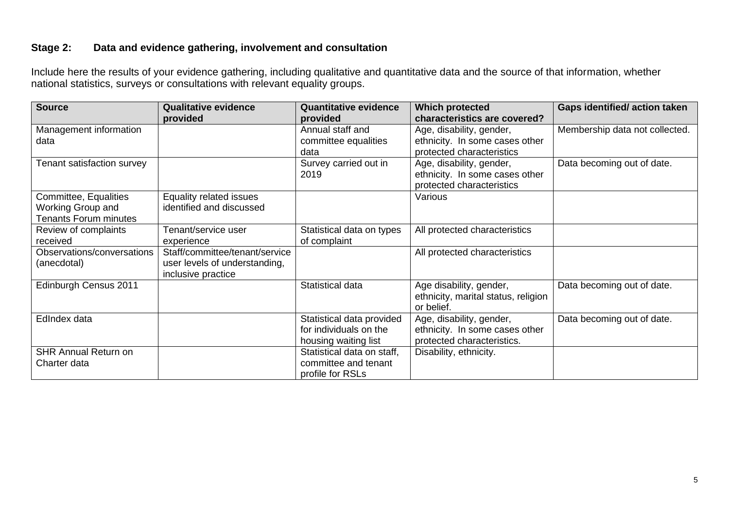### Stage 2: Data and evidence gathering, involvement and consultation

Include here the results of your evidence gathering, including qualitative and quantitative data and the source of that information, whether national statistics, surveys or consultations with relevant equality groups.

| Source | Qualitative evidence provided | Quantitative evidence provided | Which protected characteristics are covered? | Gaps identified/ action taken |
|---|---|---|---|---|
| Management information data | | Annual staff and committee equalities data | Age, disability, gender, ethnicity. In some cases other protected characteristics | Membership data not collected. |
| Tenant satisfaction survey | | Survey carried out in 2019 | Age, disability, gender, ethnicity. In some cases other protected characteristics | Data becoming out of date. |
| Committee, Equalities Working Group and Tenants Forum minutes | Equality related issues identified and discussed | | Various | |
| Review of complaints received | Tenant/service user experience | Statistical data on types of complaint | All protected characteristics | |
| Observations/conversations (anecdotal) | Staff/committee/tenant/service user levels of understanding, inclusive practice | | All protected characteristics | |
| Edinburgh Census 2011 | | Statistical data | Age disability, gender, ethnicity, marital status, religion or belief. | Data becoming out of date. |
| EdIndex data | | Statistical data provided for individuals on the housing waiting list | Age, disability, gender, ethnicity. In some cases other protected characteristics. | Data becoming out of date. |
| SHR Annual Return on Charter data | | Statistical data on staff, committee and tenant profile for RSLs | Disability, ethnicity. | |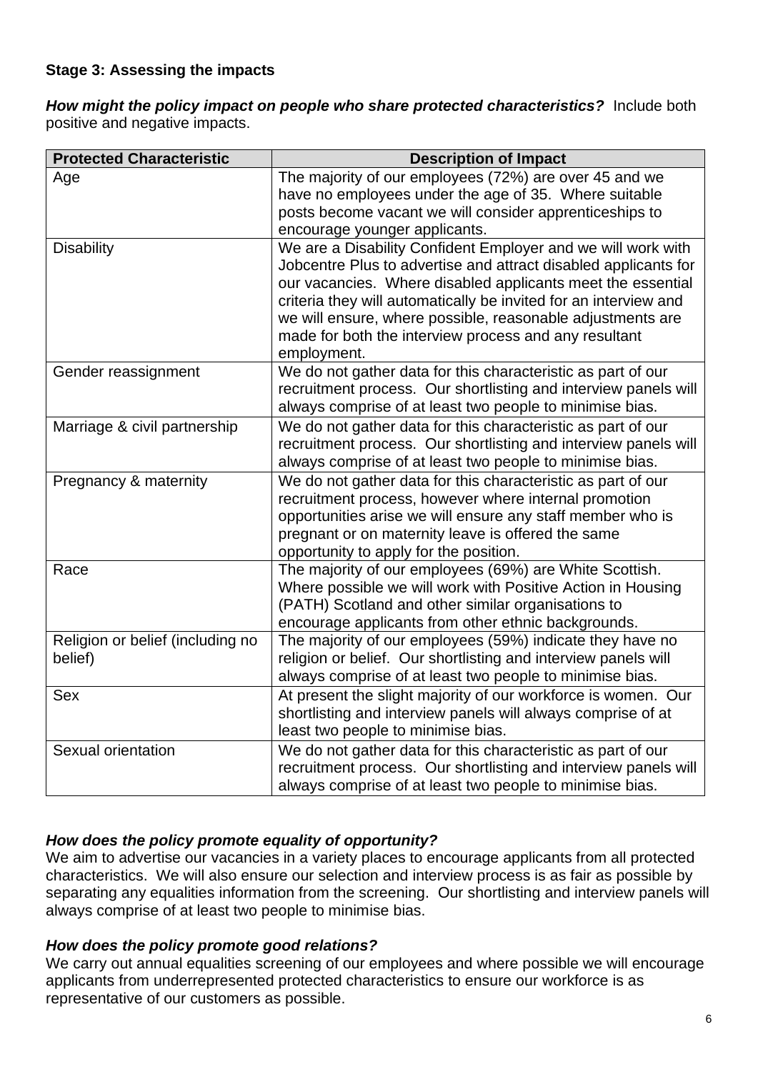**Stage 3: Assessing the impacts**

***How might the policy impact on people who share protected characteristics?*** Include both positive and negative impacts.

| Protected Characteristic | Description of Impact |
|---|---|
| Age | The majority of our employees (72%) are over 45 and we have no employees under the age of 35. Where suitable posts become vacant we will consider apprenticeships to encourage younger applicants. |
| Disability | We are a Disability Confident Employer and we will work with Jobcentre Plus to advertise and attract disabled applicants for our vacancies. Where disabled applicants meet the essential criteria they will automatically be invited for an interview and we will ensure, where possible, reasonable adjustments are made for both the interview process and any resultant employment. |
| Gender reassignment | We do not gather data for this characteristic as part of our recruitment process. Our shortlisting and interview panels will always comprise of at least two people to minimise bias. |
| Marriage & civil partnership | We do not gather data for this characteristic as part of our recruitment process. Our shortlisting and interview panels will always comprise of at least two people to minimise bias. |
| Pregnancy & maternity | We do not gather data for this characteristic as part of our recruitment process, however where internal promotion opportunities arise we will ensure any staff member who is pregnant or on maternity leave is offered the same opportunity to apply for the position. |
| Race | The majority of our employees (69%) are White Scottish. Where possible we will work with Positive Action in Housing (PATH) Scotland and other similar organisations to encourage applicants from other ethnic backgrounds. |
| Religion or belief (including no belief) | The majority of our employees (59%) indicate they have no religion or belief. Our shortlisting and interview panels will always comprise of at least two people to minimise bias. |
| Sex | At present the slight majority of our workforce is women. Our shortlisting and interview panels will always comprise of at least two people to minimise bias. |
| Sexual orientation | We do not gather data for this characteristic as part of our recruitment process. Our shortlisting and interview panels will always comprise of at least two people to minimise bias. |

***How does the policy promote equality of opportunity?***

We aim to advertise our vacancies in a variety places to encourage applicants from all protected characteristics. We will also ensure our selection and interview process is as fair as possible by separating any equalities information from the screening. Our shortlisting and interview panels will always comprise of at least two people to minimise bias.

***How does the policy promote good relations?***

We carry out annual equalities screening of our employees and where possible we will encourage applicants from underrepresented protected characteristics to ensure our workforce is as representative of our customers as possible.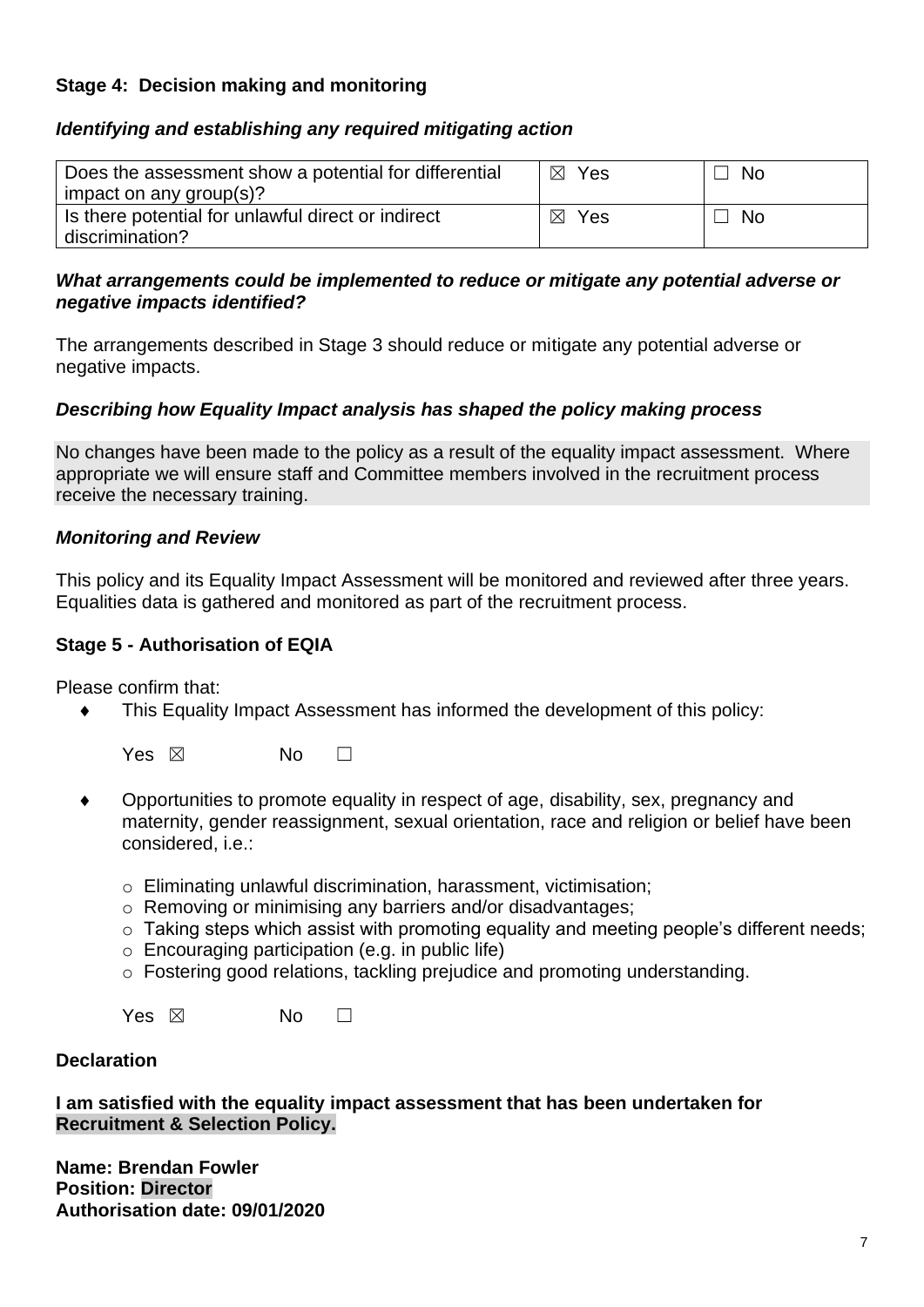**Stage 4: Decision making and monitoring**

***Identifying and establishing any required mitigating action***

| | | |
|---|---|---|
| Does the assessment show a potential for differential impact on any group(s)? | ☒ Yes | ☐ No |
| Is there potential for unlawful direct or indirect discrimination? | ☒ Yes | ☐ No |

***What arrangements could be implemented to reduce or mitigate any potential adverse or negative impacts identified?***

The arrangements described in Stage 3 should reduce or mitigate any potential adverse or negative impacts.

***Describing how Equality Impact analysis has shaped the policy making process***

No changes have been made to the policy as a result of the equality impact assessment. Where appropriate we will ensure staff and Committee members involved in the recruitment process receive the necessary training.

***Monitoring and Review***

This policy and its Equality Impact Assessment will be monitored and reviewed after three years. Equalities data is gathered and monitored as part of the recruitment process.

**Stage 5 - Authorisation of EQIA**

Please confirm that:

- This Equality Impact Assessment has informed the development of this policy:

  Yes ☒ No ☐

- Opportunities to promote equality in respect of age, disability, sex, pregnancy and maternity, gender reassignment, sexual orientation, race and religion or belief have been considered, i.e.:

  - Eliminating unlawful discrimination, harassment, victimisation;
  - Removing or minimising any barriers and/or disadvantages;
  - Taking steps which assist with promoting equality and meeting people's different needs;
  - Encouraging participation (e.g. in public life)
  - Fostering good relations, tackling prejudice and promoting understanding.

  Yes ☒ No ☐

**Declaration**

**I am satisfied with the equality impact assessment that has been undertaken for Recruitment & Selection Policy.**

**Name: Brendan Fowler**
**Position: Director**
**Authorisation date: 09/01/2020**